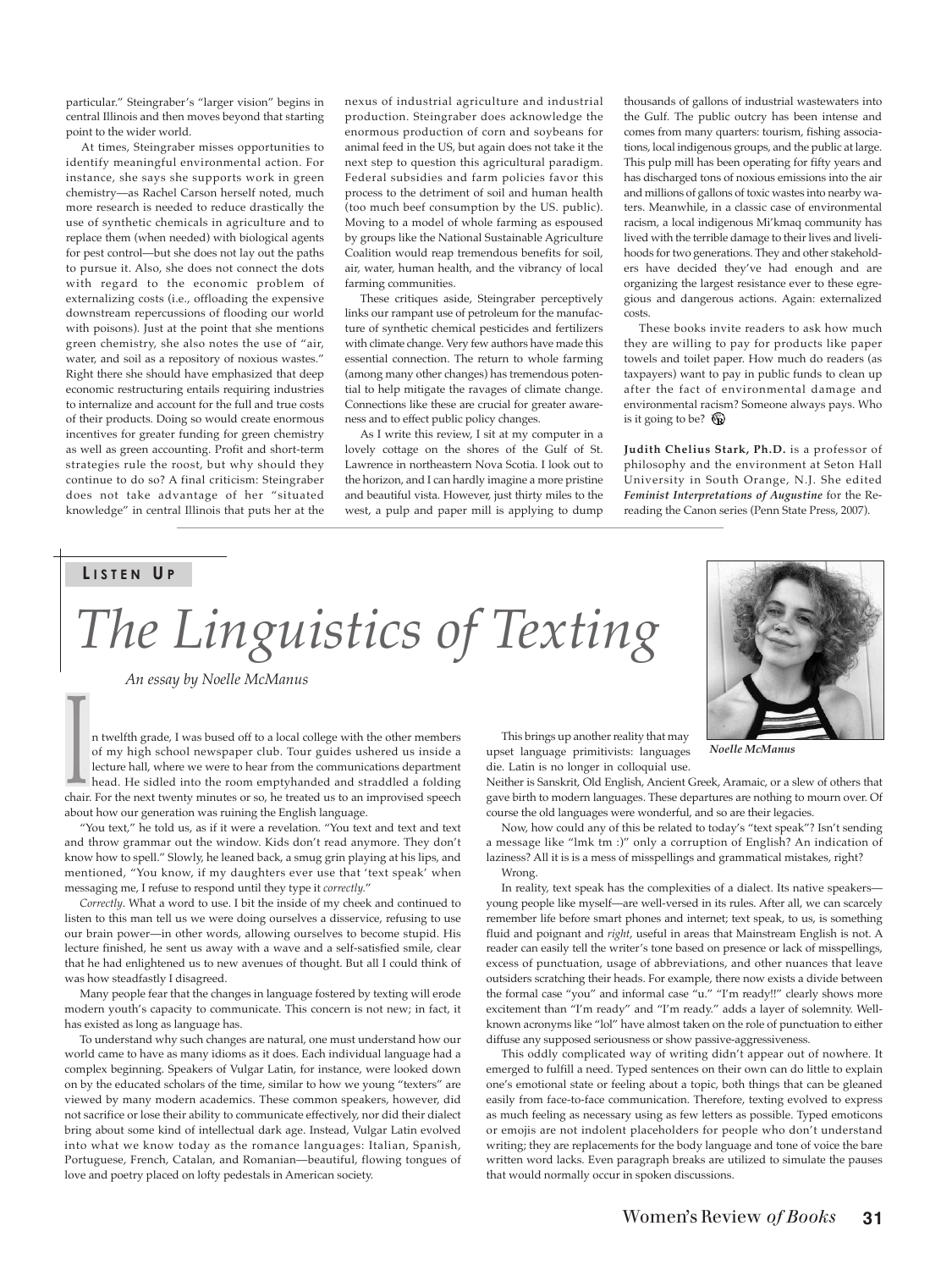particular." Steingraber's "larger vision" begins in central Illinois and then moves beyond that starting point to the wider world.

At times, Steingraber misses opportunities to identify meaningful environmental action. For instance, she says she supports work in green chemistry—as Rachel Carson herself noted, much more research is needed to reduce drastically the use of synthetic chemicals in agriculture and to replace them (when needed) with biological agents for pest control—but she does not lay out the paths to pursue it. Also, she does not connect the dots with regard to the economic problem of externalizing costs (i.e., offloading the expensive downstream repercussions of flooding our world with poisons). Just at the point that she mentions green chemistry, she also notes the use of "air, water, and soil as a repository of noxious wastes." Right there she should have emphasized that deep economic restructuring entails requiring industries to internalize and account for the full and true costs of their products. Doing so would create enormous incentives for greater funding for green chemistry as well as green accounting. Profit and short-term strategies rule the roost, but why should they continue to do so? A final criticism: Steingraber does not take advantage of her "situated knowledge" in central Illinois that puts her at the nexus of industrial agriculture and industrial production. Steingraber does acknowledge the enormous production of corn and soybeans for animal feed in the US, but again does not take it the next step to question this agricultural paradigm. Federal subsidies and farm policies favor this process to the detriment of soil and human health (too much beef consumption by the US. public). Moving to a model of whole farming as espoused by groups like the National Sustainable Agriculture Coalition would reap tremendous benefits for soil, air, water, human health, and the vibrancy of local farming communities.

These critiques aside, Steingraber perceptively links our rampant use of petroleum for the manufacture of synthetic chemical pesticides and fertilizers with climate change. Very few authors have made this essential connection. The return to whole farming (among many other changes) has tremendous potential to help mitigate the ravages of climate change. Connections like these are crucial for greater awareness and to effect public policy changes.

As I write this review, I sit at my computer in a lovely cottage on the shores of the Gulf of St. Lawrence in northeastern Nova Scotia. I look out to the horizon, and I can hardly imagine a more pristine and beautiful vista. However, just thirty miles to the west, a pulp and paper mill is applying to dump thousands of gallons of industrial wastewaters into the Gulf. The public outcry has been intense and comes from many quarters: tourism, fishing associations, local indigenous groups, and the public at large. This pulp mill has been operating for fifty years and has discharged tons of noxious emissions into the air and millions of gallons of toxic wastes into nearby waters. Meanwhile, in a classic case of environmental racism, a local indigenous Mi'kmaq community has lived with the terrible damage to their lives and livelihoods for two generations. They and other stakeholders have decided they've had enough and are organizing the largest resistance ever to these egregious and dangerous actions. Again: externalized costs.

These books invite readers to ask how much they are willing to pay for products like paper towels and toilet paper. How much do readers (as taxpayers) want to pay in public funds to clean up after the fact of environmental damage and environmental racism? Someone always pays. Who is it going to be?

**Judith Chelius Stark, Ph.D.** is a professor of philosophy and the environment at Seton Hall University in South Orange, N.J. She edited ***Feminist Interpretations of Augustine*** for the Re-reading the Canon series (Penn State Press, 2007).

---

**LISTEN UP**

# *The Linguistics of Texting*

*An essay by Noelle McManus*

*Noelle McManus*

In twelfth grade, I was bused off to a local college with the other members of my high school newspaper club. Tour guides ushered us inside a lecture hall, where we were to hear from the communications department head. He sidled into the room emptyhanded and straddled a folding chair. For the next twenty minutes or so, he treated us to an improvised speech about how our generation was ruining the English language.

"You text," he told us, as if it were a revelation. "You text and text and text and throw grammar out the window. Kids don't read anymore. They don't know how to spell." Slowly, he leaned back, a smug grin playing at his lips, and mentioned, "You know, if my daughters ever use that 'text speak' when messaging me, I refuse to respond until they type it *correctly.*"

*Correctly.* What a word to use. I bit the inside of my cheek and continued to listen to this man tell us we were doing ourselves a disservice, refusing to use our brain power—in other words, allowing ourselves to become stupid. His lecture finished, he sent us away with a wave and a self-satisfied smile, clear that he had enlightened us to new avenues of thought. But all I could think of was how steadfastly I disagreed.

Many people fear that the changes in language fostered by texting will erode modern youth's capacity to communicate. This concern is not new; in fact, it has existed as long as language has.

To understand why such changes are natural, one must understand how our world came to have as many idioms as it does. Each individual language had a complex beginning. Speakers of Vulgar Latin, for instance, were looked down on by the educated scholars of the time, similar to how we young "texters" are viewed by many modern academics. These common speakers, however, did not sacrifice or lose their ability to communicate effectively, nor did their dialect bring about some kind of intellectual dark age. Instead, Vulgar Latin evolved into what we know today as the romance languages: Italian, Spanish, Portuguese, French, Catalan, and Romanian—beautiful, flowing tongues of love and poetry placed on lofty pedestals in American society.

This brings up another reality that may upset language primitivists: languages die. Latin is no longer in colloquial use. Neither is Sanskrit, Old English, Ancient Greek, Aramaic, or a slew of others that gave birth to modern languages. These departures are nothing to mourn over. Of course the old languages were wonderful, and so are their legacies.

Now, how could any of this be related to today's "text speak"? Isn't sending a message like "lmk tm :)" only a corruption of English? An indication of laziness? All it is is a mess of misspellings and grammatical mistakes, right?

Wrong.

In reality, text speak has the complexities of a dialect. Its native speakers—young people like myself—are well-versed in its rules. After all, we can scarcely remember life before smart phones and internet; text speak, to us, is something fluid and poignant and *right*, useful in areas that Mainstream English is not. A reader can easily tell the writer's tone based on presence or lack of misspellings, excess of punctuation, usage of abbreviations, and other nuances that leave outsiders scratching their heads. For example, there now exists a divide between the formal case "you" and informal case "u." "I'm ready!!" clearly shows more excitement than "I'm ready" and "I'm ready." adds a layer of solemnity. Well-known acronyms like "lol" have almost taken on the role of punctuation to either diffuse any supposed seriousness or show passive-aggressiveness.

This oddly complicated way of writing didn't appear out of nowhere. It emerged to fulfill a need. Typed sentences on their own can do little to explain one's emotional state or feeling about a topic, both things that can be gleaned easily from face-to-face communication. Therefore, texting evolved to express as much feeling as necessary using as few letters as possible. Typed emoticons or emojis are not indolent placeholders for people who don't understand writing; they are replacements for the body language and tone of voice the bare written word lacks. Even paragraph breaks are utilized to simulate the pauses that would normally occur in spoken discussions.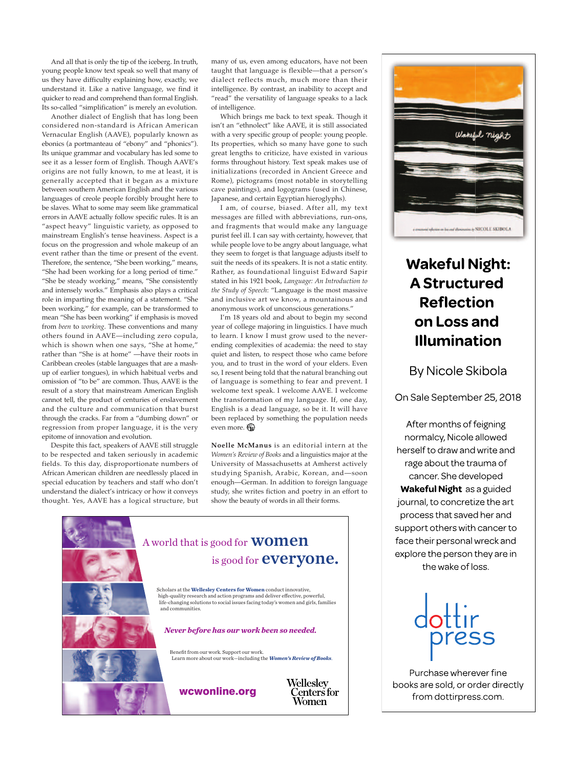And all that is only the tip of the iceberg. In truth, young people know text speak so well that many of us they have difficulty explaining how, exactly, we understand it. Like a native language, we find it quicker to read and comprehend than formal English. Its so-called "simplification" is merely an evolution.

Another dialect of English that has long been considered non-standard is African American Vernacular English (AAVE), popularly known as ebonics (a portmanteau of "ebony" and "phonics"). Its unique grammar and vocabulary has led some to see it as a lesser form of English. Though AAVE's origins are not fully known, to me at least, it is generally accepted that it began as a mixture between southern American English and the various languages of creole people forcibly brought here to be slaves. What to some may seem like grammatical errors in AAVE actually follow specific rules. It is an "aspect heavy" linguistic variety, as opposed to mainstream English's tense heaviness. Aspect is a focus on the progression and whole makeup of an event rather than the time or present of the event. Therefore, the sentence, "She been working," means, "She had been working for a long period of time." "She be steady working," means, "She consistently and intensely works." Emphasis also plays a critical role in imparting the meaning of a statement. "She been working," for example, can be transformed to mean "She has been working" if emphasis is moved from *been* to *working*. These conventions and many others found in AAVE—including zero copula, which is shown when one says, "She at home," rather than "She is at home" —have their roots in Caribbean creoles (stable languages that are a mash-up of earlier tongues), in which habitual verbs and omission of "to be" are common. Thus, AAVE is the result of a story that mainstream American English cannot tell, the product of centuries of enslavement and the culture and communication that burst through the cracks. Far from a "dumbing down" or regression from proper language, it is the very epitome of innovation and evolution.

Despite this fact, speakers of AAVE still struggle to be respected and taken seriously in academic fields. To this day, disproportionate numbers of African American children are needlessly placed in special education by teachers and staff who don't understand the dialect's intricacy or how it conveys thought. Yes, AAVE has a logical structure, but many of us, even among educators, have not been taught that language is flexible—that a person's dialect reflects much, much more than their intelligence. By contrast, an inability to accept and "read" the versatility of language speaks to a lack of intelligence.

Which brings me back to text speak. Though it isn't an "ethnolect" like AAVE, it is still associated with a very specific group of people: young people. Its properties, which so many have gone to such great lengths to criticize, have existed in various forms throughout history. Text speak makes use of initializations (recorded in Ancient Greece and Rome), pictograms (most notable in storytelling cave paintings), and logograms (used in Chinese, Japanese, and certain Egyptian hieroglyphs).

I am, of course, biased. After all, my text messages are filled with abbreviations, run-ons, and fragments that would make any language purist feel ill. I can say with certainty, however, that while people love to be angry about language, what they seem to forget is that language adjusts itself to suit the needs of its speakers. It is not a static entity. Rather, as foundational linguist Edward Sapir stated in his 1921 book, *Language: An Introduction to the Study of Speech*: "Language is the most massive and inclusive art we know, a mountainous and anonymous work of unconscious generations."

I'm 18 years old and about to begin my second year of college majoring in linguistics. I have much to learn. I know I must grow used to the never-ending complexities of academia: the need to stay quiet and listen, to respect those who came before you, and to trust in the word of your elders. Even so, I resent being told that the natural branching out of language is something to fear and prevent. I welcome text speak. I welcome AAVE. I welcome the transformation of my language. If, one day, English is a dead language, so be it. It will have been replaced by something the population needs even more.

**Noelle McManus** is an editorial intern at the *Women's Review of Books* and a linguistics major at the University of Massachusetts at Amherst actively studying Spanish, Arabic, Korean, and—soon enough—German. In addition to foreign language study, she writes fiction and poetry in an effort to show the beauty of words in all their forms.

---

A world that is good for **women** is good for **everyone.**

Scholars at the **Wellesley Centers for Women** conduct innovative, high-quality research and action programs and deliver effective, powerful, life-changing solutions to social issues facing today's women and girls, families and communities.

***Never before has our work been so needed.***

Benefit from our work. Support our work.
Learn more about our work—including the ***Women's Review of Books***.

**wcwonline.org**

Wellesley Centers for Women

---

Wakeful night

a structured reflection on loss and illumination by NICOLE SKIBOLA

# Wakeful Night: A Structured Reflection on Loss and Illumination

By Nicole Skibola

On Sale September 25, 2018

After months of feigning normalcy, Nicole allowed herself to draw and write and rage about the trauma of cancer. She developed **Wakeful Night** as a guided journal, to concretize the art process that saved her and support others with cancer to face their personal wreck and explore the person they are in the wake of loss.

dottir press

Purchase wherever fine books are sold, or order directly from dottirpress.com.